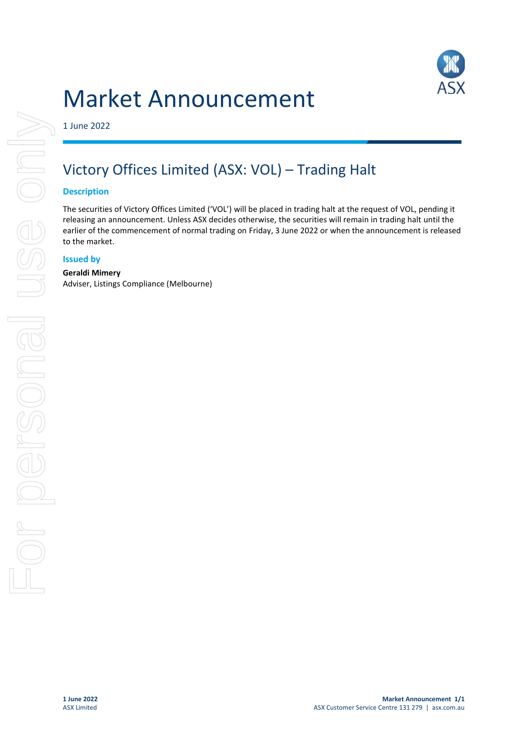# Market Announcement

1 June 2022

## Victory Offices Limited (ASX: VOL) – Trading Halt

### Description

The securities of Victory Offices Limited ('VOL') will be placed in trading halt at the request of VOL, pending it releasing an announcement. Unless ASX decides otherwise, the securities will remain in trading halt until the earlier of the commencement of normal trading on Friday, 3 June 2022 or when the announcement is released to the market.

### Issued by

**Geraldi Mimery**
Adviser, Listings Compliance (Melbourne)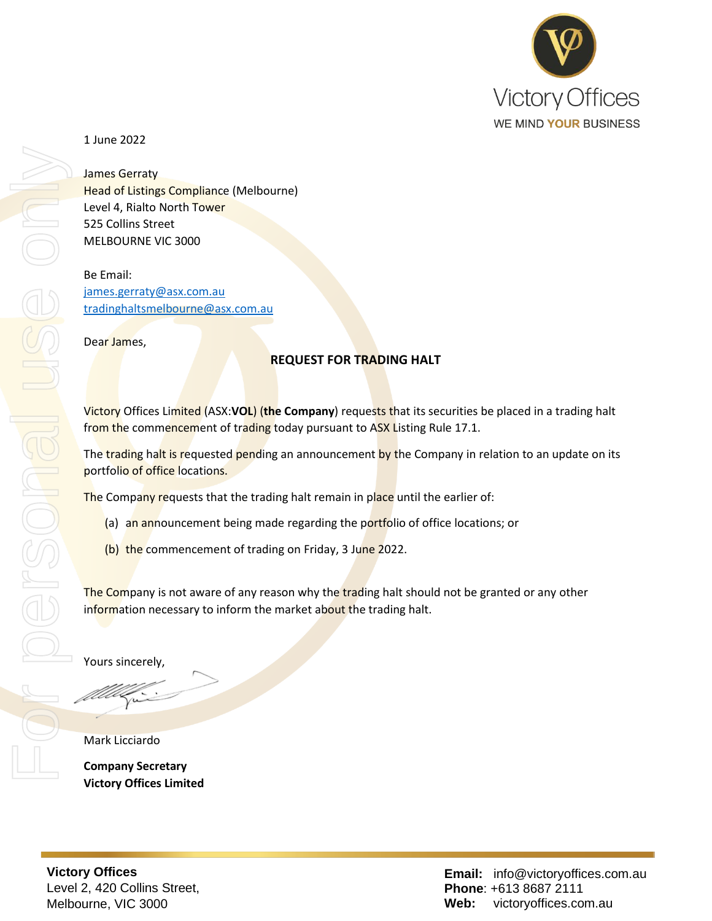Victory Offices

WE MIND **YOUR** BUSINESS

1 June 2022

James Gerraty
Head of Listings Compliance (Melbourne)
Level 4, Rialto North Tower
525 Collins Street
MELBOURNE VIC 3000

Be Email:
james.gerraty@asx.com.au
tradinghaltsmelbourne@asx.com.au

Dear James,

**REQUEST FOR TRADING HALT**

Victory Offices Limited (ASX:**VOL**) (**the Company**) requests that its securities be placed in a trading halt from the commencement of trading today pursuant to ASX Listing Rule 17.1.

The trading halt is requested pending an announcement by the Company in relation to an update on its portfolio of office locations.

The Company requests that the trading halt remain in place until the earlier of:

(a) an announcement being made regarding the portfolio of office locations; or

(b) the commencement of trading on Friday, 3 June 2022.

The Company is not aware of any reason why the trading halt should not be granted or any other information necessary to inform the market about the trading halt.

Yours sincerely,

Mark Licciardo

**Company Secretary**
**Victory Offices Limited**

**Victory Offices**
Level 2, 420 Collins Street,
Melbourne, VIC 3000

**Email:** info@victoryoffices.com.au
**Phone**: +613 8687 2111
**Web:** victoryoffices.com.au